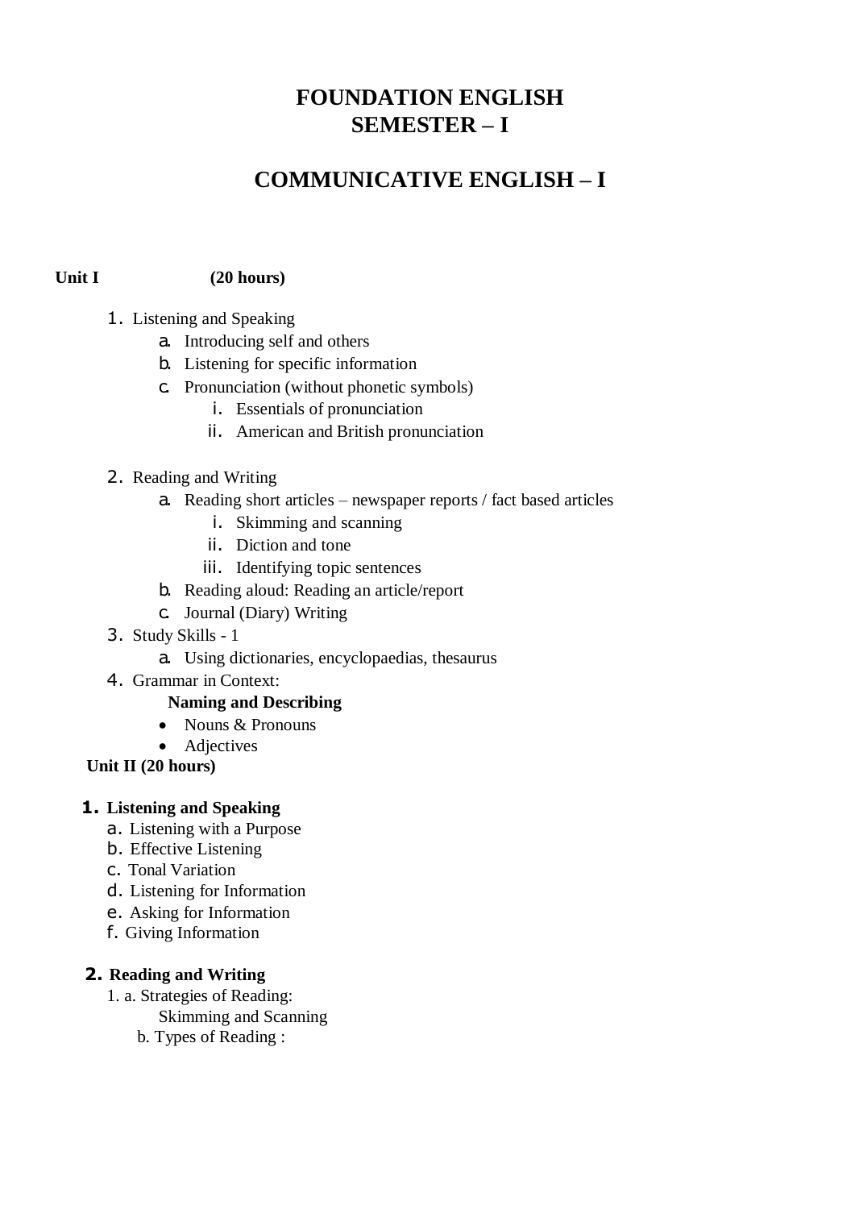# FOUNDATION ENGLISH
# SEMESTER – I

# COMMUNICATIVE ENGLISH – I

**Unit I (20 hours)**

1. Listening and Speaking
   a. Introducing self and others
   b. Listening for specific information
   c. Pronunciation (without phonetic symbols)
      i. Essentials of pronunciation
      ii. American and British pronunciation

2. Reading and Writing
   a. Reading short articles – newspaper reports / fact based articles
      i. Skimming and scanning
      ii. Diction and tone
      iii. Identifying topic sentences
   b. Reading aloud: Reading an article/report
   c. Journal (Diary) Writing
3. Study Skills - 1
   a. Using dictionaries, encyclopaedias, thesaurus
4. Grammar in Context:
   **Naming and Describing**
   - Nouns & Pronouns
   - Adjectives

**Unit II (20 hours)**

**1. Listening and Speaking**
   a. Listening with a Purpose
   b. Effective Listening
   c. Tonal Variation
   d. Listening for Information
   e. Asking for Information
   f. Giving Information

**2. Reading and Writing**
   1. a. Strategies of Reading:
      Skimming and Scanning
      b. Types of Reading :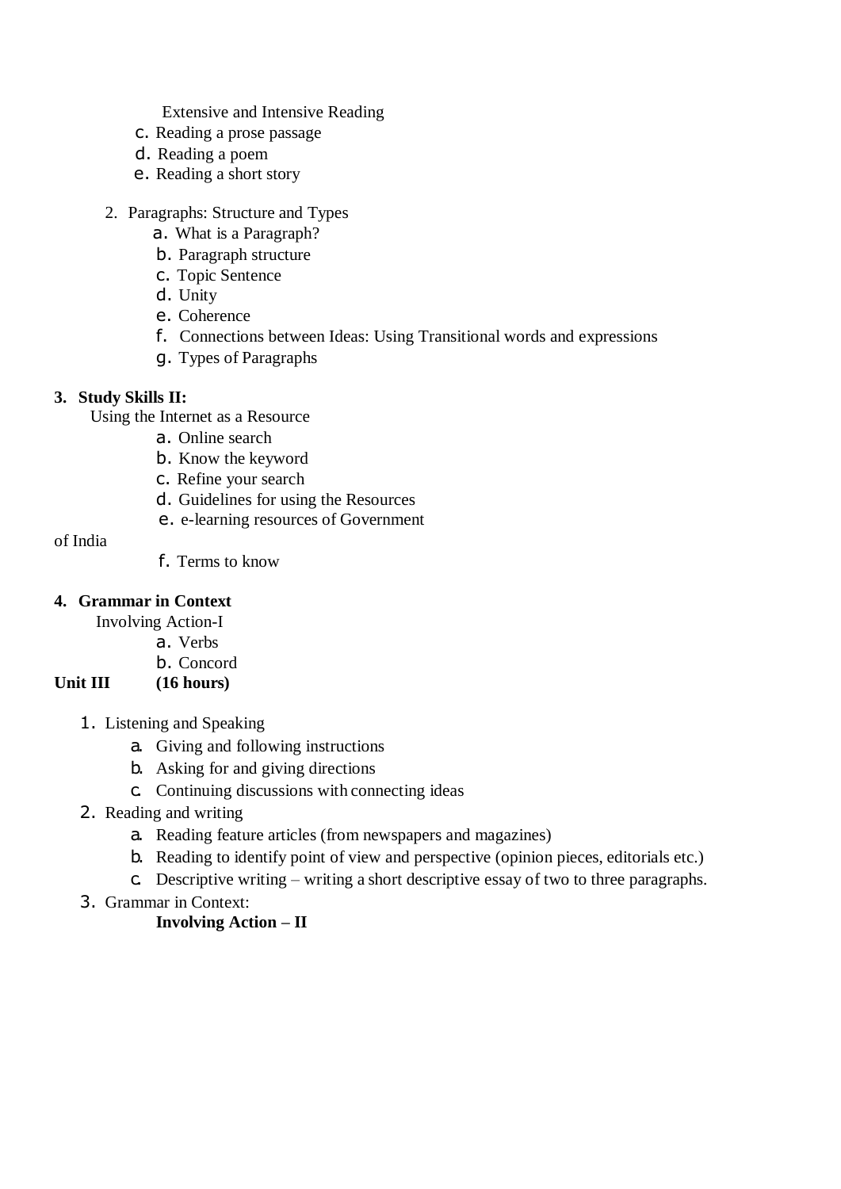Extensive and Intensive Reading

c. Reading a prose passage
d. Reading a poem
e. Reading a short story

2. Paragraphs: Structure and Types
    a. What is a Paragraph?
    b. Paragraph structure
    c. Topic Sentence
    d. Unity
    e. Coherence
    f. Connections between Ideas: Using Transitional words and expressions
    g. Types of Paragraphs

**3. Study Skills II:**

Using the Internet as a Resource

a. Online search
b. Know the keyword
c. Refine your search
d. Guidelines for using the Resources
e. e-learning resources of Government of India
f. Terms to know

**4. Grammar in Context**

Involving Action-I

a. Verbs
b. Concord

**Unit III (16 hours)**

1. Listening and Speaking
    a. Giving and following instructions
    b. Asking for and giving directions
    c. Continuing discussions with connecting ideas
2. Reading and writing
    a. Reading feature articles (from newspapers and magazines)
    b. Reading to identify point of view and perspective (opinion pieces, editorials etc.)
    c. Descriptive writing – writing a short descriptive essay of two to three paragraphs.
3. Grammar in Context:

    **Involving Action – II**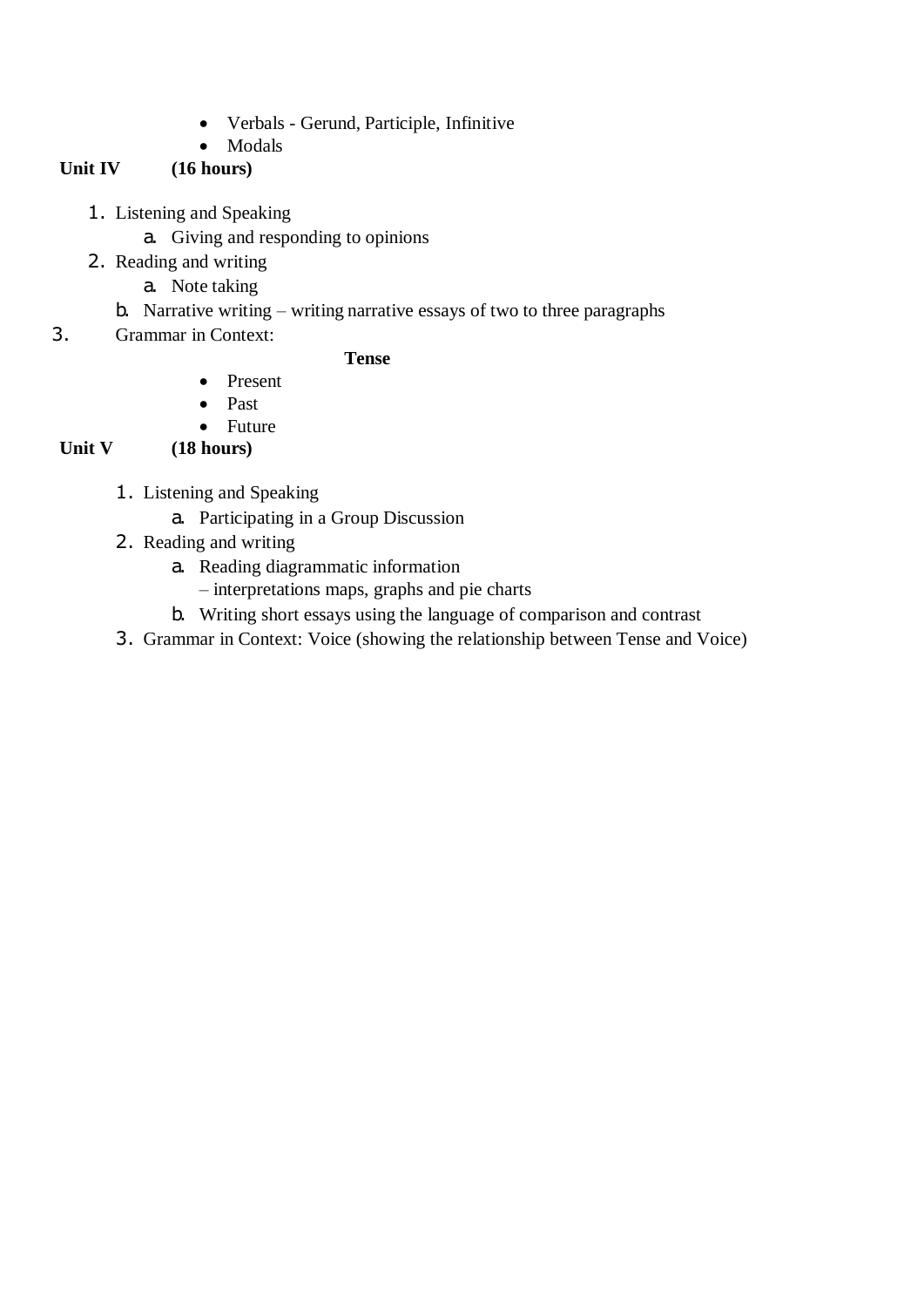- Verbals - Gerund, Participle, Infinitive
- Modals

**Unit IV (16 hours)**

1. Listening and Speaking
   a. Giving and responding to opinions
2. Reading and writing
   a. Note taking
   b. Narrative writing – writing narrative essays of two to three paragraphs
3. Grammar in Context:

**Tense**

- Present
- Past
- Future

**Unit V (18 hours)**

1. Listening and Speaking
   a. Participating in a Group Discussion
2. Reading and writing
   a. Reading diagrammatic information – interpretations maps, graphs and pie charts
   b. Writing short essays using the language of comparison and contrast
3. Grammar in Context: Voice (showing the relationship between Tense and Voice)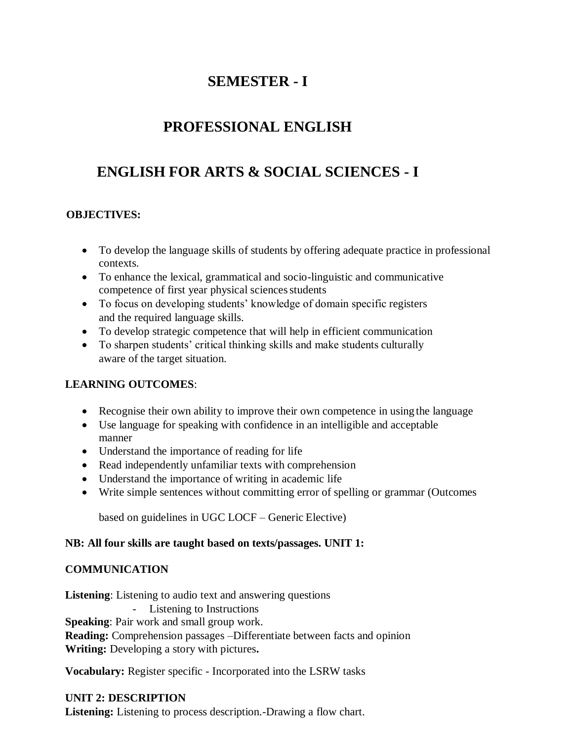# SEMESTER - I

# PROFESSIONAL ENGLISH

# ENGLISH FOR ARTS & SOCIAL SCIENCES - I

**OBJECTIVES:**

- To develop the language skills of students by offering adequate practice in professional contexts.
- To enhance the lexical, grammatical and socio-linguistic and communicative competence of first year physical sciences students
- To focus on developing students' knowledge of domain specific registers and the required language skills.
- To develop strategic competence that will help in efficient communication
- To sharpen students' critical thinking skills and make students culturally aware of the target situation.

**LEARNING OUTCOMES**:

- Recognise their own ability to improve their own competence in using the language
- Use language for speaking with confidence in an intelligible and acceptable manner
- Understand the importance of reading for life
- Read independently unfamiliar texts with comprehension
- Understand the importance of writing in academic life
- Write simple sentences without committing error of spelling or grammar (Outcomes

  based on guidelines in UGC LOCF – Generic Elective)

**NB: All four skills are taught based on texts/passages. UNIT 1:**

**COMMUNICATION**

**Listening**: Listening to audio text and answering questions
- Listening to Instructions

**Speaking**: Pair work and small group work.
**Reading:** Comprehension passages –Differentiate between facts and opinion
**Writing:** Developing a story with pictures**.**

**Vocabulary:** Register specific - Incorporated into the LSRW tasks

**UNIT 2: DESCRIPTION**
**Listening:** Listening to process description.-Drawing a flow chart.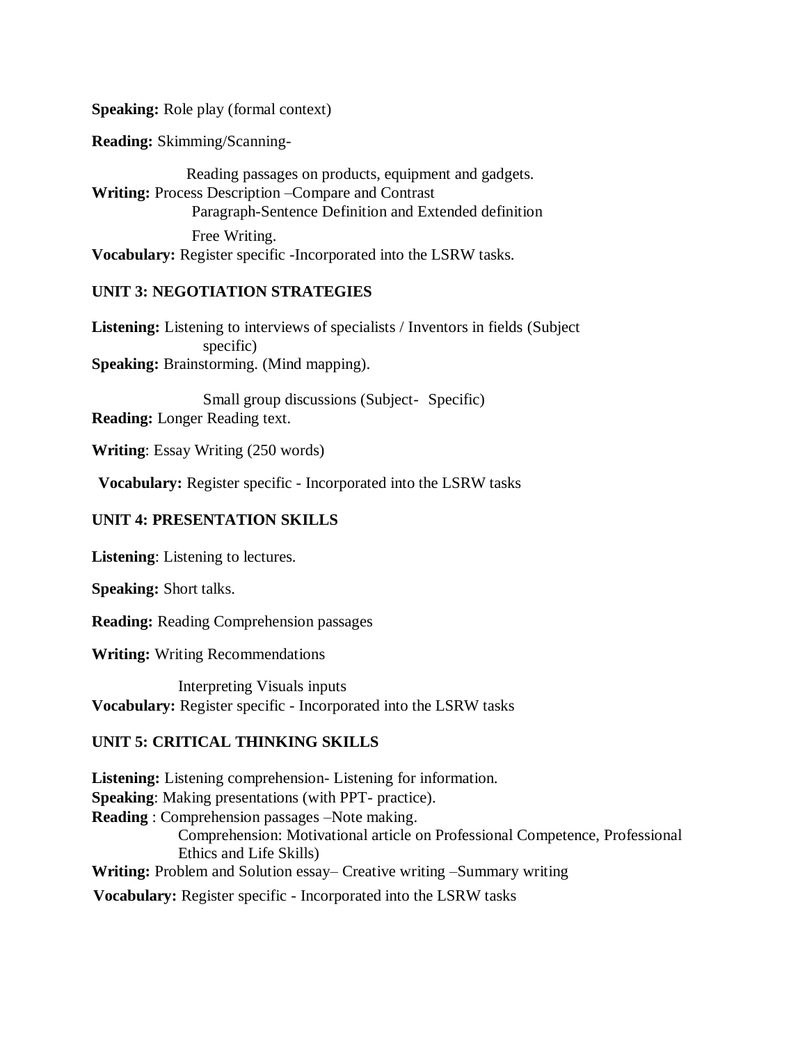**Speaking:** Role play (formal context)

**Reading:** Skimming/Scanning-

Reading passages on products, equipment and gadgets.

**Writing:** Process Description –Compare and Contrast

Paragraph-Sentence Definition and Extended definition

Free Writing.

**Vocabulary:** Register specific -Incorporated into the LSRW tasks.

**UNIT 3: NEGOTIATION STRATEGIES**

**Listening:** Listening to interviews of specialists / Inventors in fields (Subject specific)

**Speaking:** Brainstorming. (Mind mapping).

Small group discussions (Subject- Specific)

**Reading:** Longer Reading text.

**Writing**: Essay Writing (250 words)

**Vocabulary:** Register specific - Incorporated into the LSRW tasks

**UNIT 4: PRESENTATION SKILLS**

**Listening**: Listening to lectures.

**Speaking:** Short talks.

**Reading:** Reading Comprehension passages

**Writing:** Writing Recommendations

Interpreting Visuals inputs

**Vocabulary:** Register specific - Incorporated into the LSRW tasks

**UNIT 5: CRITICAL THINKING SKILLS**

**Listening:** Listening comprehension- Listening for information.

**Speaking**: Making presentations (with PPT- practice).

**Reading** : Comprehension passages –Note making.

Comprehension: Motivational article on Professional Competence, Professional Ethics and Life Skills)

**Writing:** Problem and Solution essay– Creative writing –Summary writing

**Vocabulary:** Register specific - Incorporated into the LSRW tasks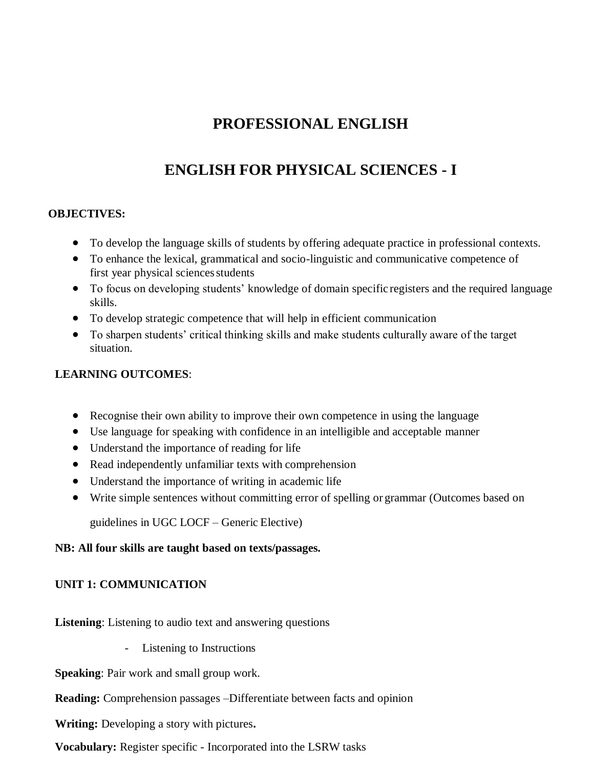# PROFESSIONAL ENGLISH

# ENGLISH FOR PHYSICAL SCIENCES - I

**OBJECTIVES:**

- To develop the language skills of students by offering adequate practice in professional contexts.
- To enhance the lexical, grammatical and socio-linguistic and communicative competence of first year physical sciences students
- To focus on developing students' knowledge of domain specific registers and the required language skills.
- To develop strategic competence that will help in efficient communication
- To sharpen students' critical thinking skills and make students culturally aware of the target situation.

**LEARNING OUTCOMES**:

- Recognise their own ability to improve their own competence in using the language
- Use language for speaking with confidence in an intelligible and acceptable manner
- Understand the importance of reading for life
- Read independently unfamiliar texts with comprehension
- Understand the importance of writing in academic life
- Write simple sentences without committing error of spelling or grammar (Outcomes based on guidelines in UGC LOCF – Generic Elective)

**NB: All four skills are taught based on texts/passages.**

**UNIT 1: COMMUNICATION**

**Listening**: Listening to audio text and answering questions

- Listening to Instructions

**Speaking**: Pair work and small group work.

**Reading:** Comprehension passages –Differentiate between facts and opinion

**Writing:** Developing a story with pictures**.**

**Vocabulary:** Register specific - Incorporated into the LSRW tasks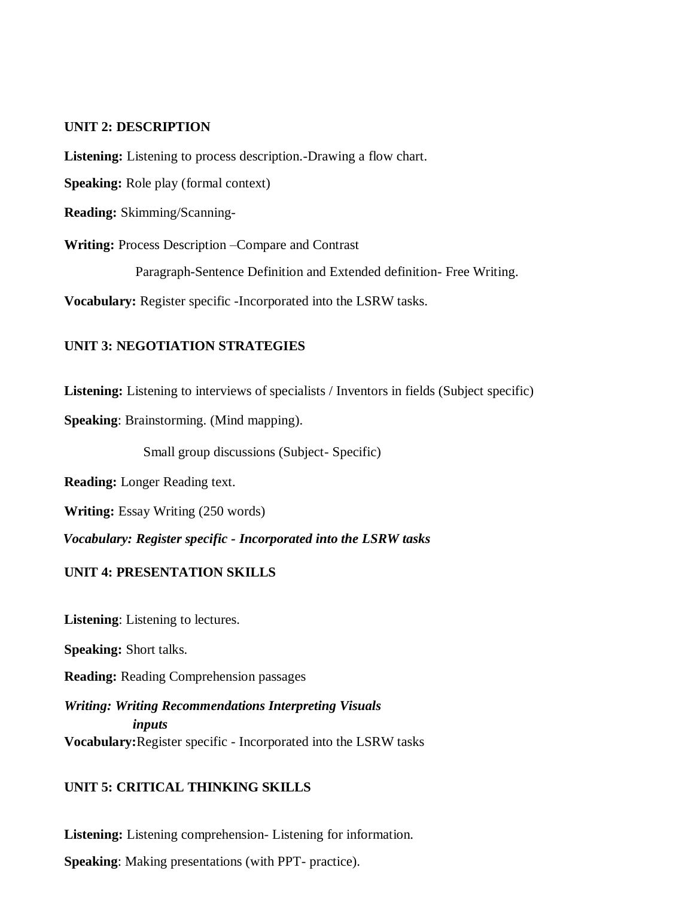**UNIT 2: DESCRIPTION**

**Listening:** Listening to process description.-Drawing a flow chart.

**Speaking:** Role play (formal context)

**Reading:** Skimming/Scanning-

**Writing:** Process Description –Compare and Contrast
Paragraph-Sentence Definition and Extended definition- Free Writing.

**Vocabulary:** Register specific -Incorporated into the LSRW tasks.

**UNIT 3: NEGOTIATION STRATEGIES**

**Listening:** Listening to interviews of specialists / Inventors in fields (Subject specific)

**Speaking**: Brainstorming. (Mind mapping).
Small group discussions (Subject- Specific)

**Reading:** Longer Reading text.

**Writing:** Essay Writing (250 words)

***Vocabulary: Register specific - Incorporated into the LSRW tasks***

**UNIT 4: PRESENTATION SKILLS**

**Listening**: Listening to lectures.

**Speaking:** Short talks.

**Reading:** Reading Comprehension passages

***Writing: Writing Recommendations Interpreting Visuals inputs***

**Vocabulary:**Register specific - Incorporated into the LSRW tasks

**UNIT 5: CRITICAL THINKING SKILLS**

**Listening:** Listening comprehension- Listening for information.

**Speaking**: Making presentations (with PPT- practice).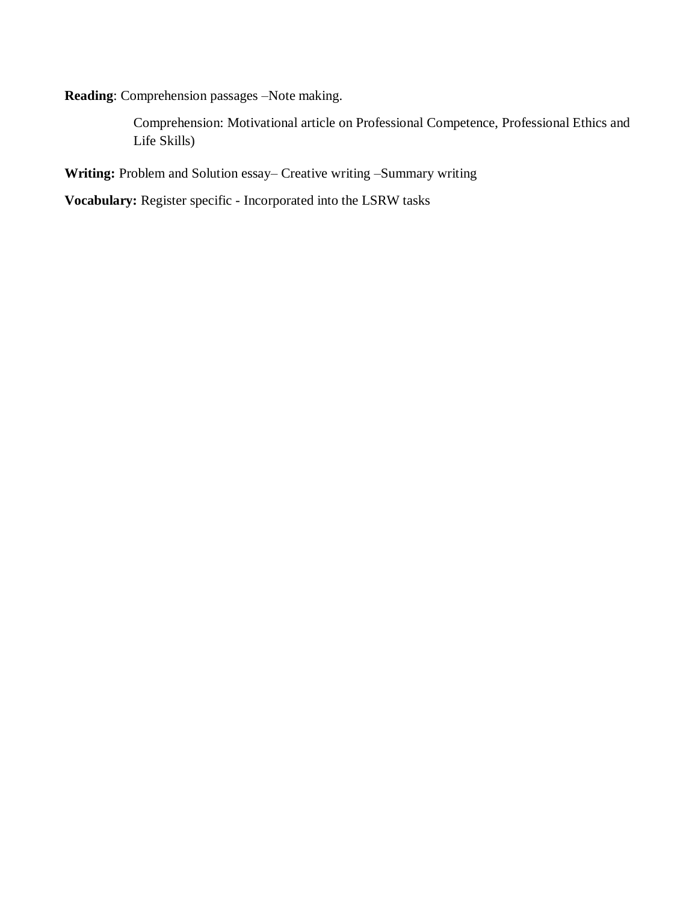**Reading**: Comprehension passages –Note making.

Comprehension: Motivational article on Professional Competence, Professional Ethics and Life Skills)

**Writing:** Problem and Solution essay– Creative writing –Summary writing

**Vocabulary:** Register specific - Incorporated into the LSRW tasks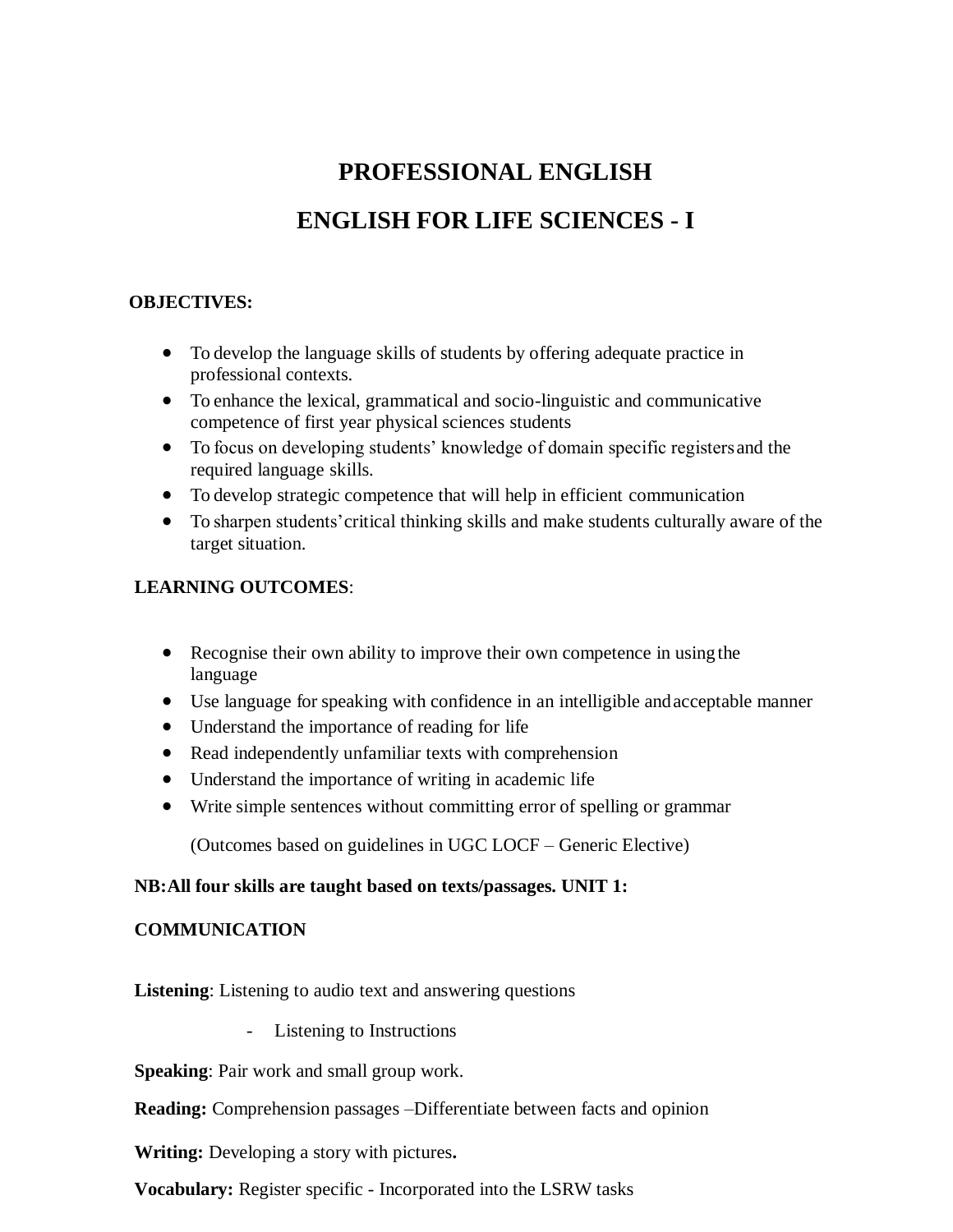# PROFESSIONAL ENGLISH

# ENGLISH FOR LIFE SCIENCES - I

**OBJECTIVES:**

- To develop the language skills of students by offering adequate practice in professional contexts.
- To enhance the lexical, grammatical and socio-linguistic and communicative competence of first year physical sciences students
- To focus on developing students' knowledge of domain specific registers and the required language skills.
- To develop strategic competence that will help in efficient communication
- To sharpen students' critical thinking skills and make students culturally aware of the target situation.

**LEARNING OUTCOMES**:

- Recognise their own ability to improve their own competence in using the language
- Use language for speaking with confidence in an intelligible and acceptable manner
- Understand the importance of reading for life
- Read independently unfamiliar texts with comprehension
- Understand the importance of writing in academic life
- Write simple sentences without committing error of spelling or grammar

(Outcomes based on guidelines in UGC LOCF – Generic Elective)

**NB:All four skills are taught based on texts/passages. UNIT 1:**

**COMMUNICATION**

**Listening**: Listening to audio text and answering questions

- Listening to Instructions

**Speaking**: Pair work and small group work.

**Reading:** Comprehension passages –Differentiate between facts and opinion

**Writing:** Developing a story with pictures**.**

**Vocabulary:** Register specific - Incorporated into the LSRW tasks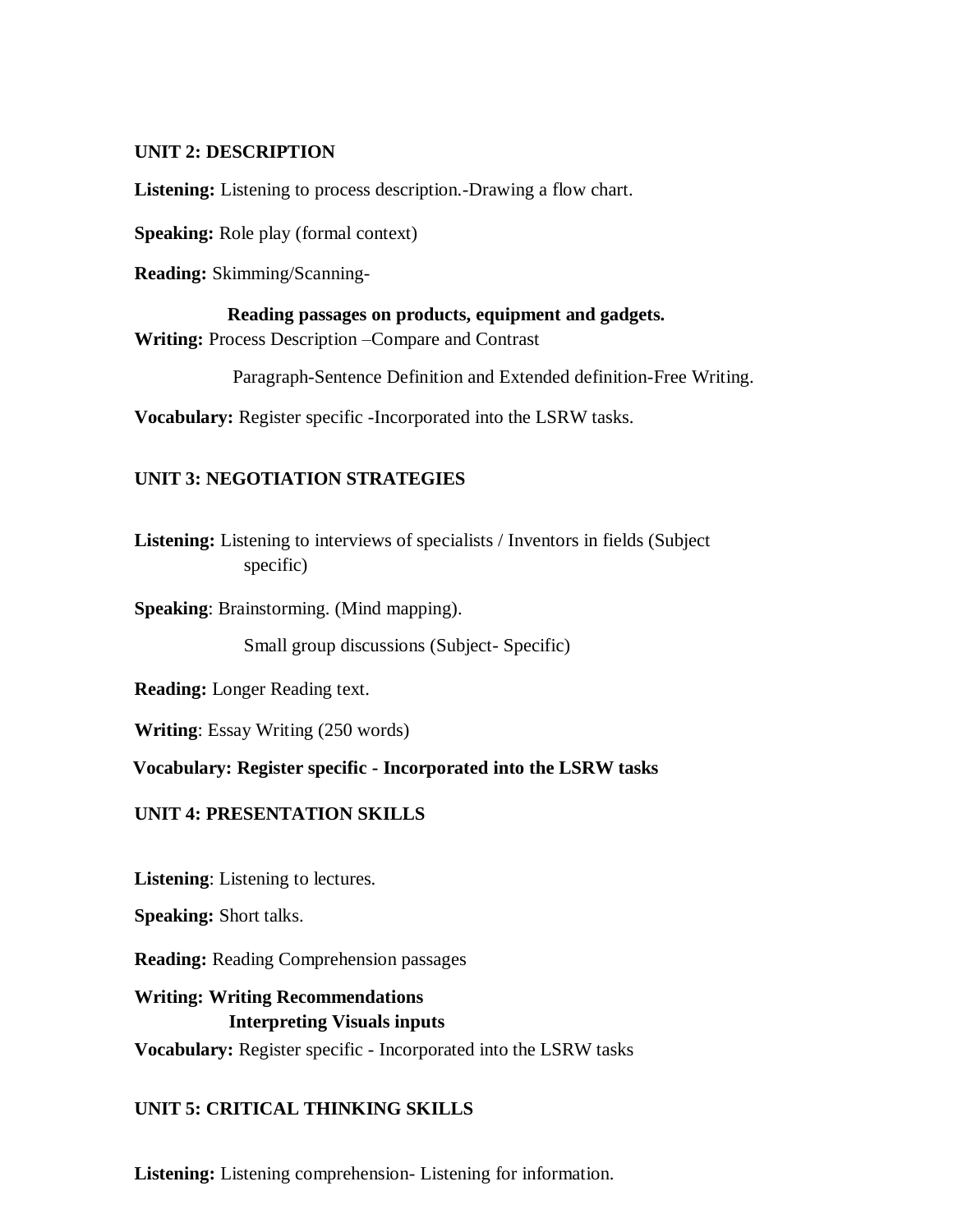**UNIT 2: DESCRIPTION**

**Listening:** Listening to process description.-Drawing a flow chart.

**Speaking:** Role play (formal context)

**Reading:** Skimming/Scanning-

**Reading passages on products, equipment and gadgets.**

**Writing:** Process Description –Compare and Contrast

Paragraph-Sentence Definition and Extended definition-Free Writing.

**Vocabulary:** Register specific -Incorporated into the LSRW tasks.

**UNIT 3: NEGOTIATION STRATEGIES**

**Listening:** Listening to interviews of specialists / Inventors in fields (Subject specific)

**Speaking**: Brainstorming. (Mind mapping).

Small group discussions (Subject- Specific)

**Reading:** Longer Reading text.

**Writing**: Essay Writing (250 words)

**Vocabulary: Register specific - Incorporated into the LSRW tasks**

**UNIT 4: PRESENTATION SKILLS**

**Listening**: Listening to lectures.

**Speaking:** Short talks.

**Reading:** Reading Comprehension passages

**Writing: Writing Recommendations**

**Interpreting Visuals inputs**

**Vocabulary:** Register specific - Incorporated into the LSRW tasks

**UNIT 5: CRITICAL THINKING SKILLS**

**Listening:** Listening comprehension- Listening for information.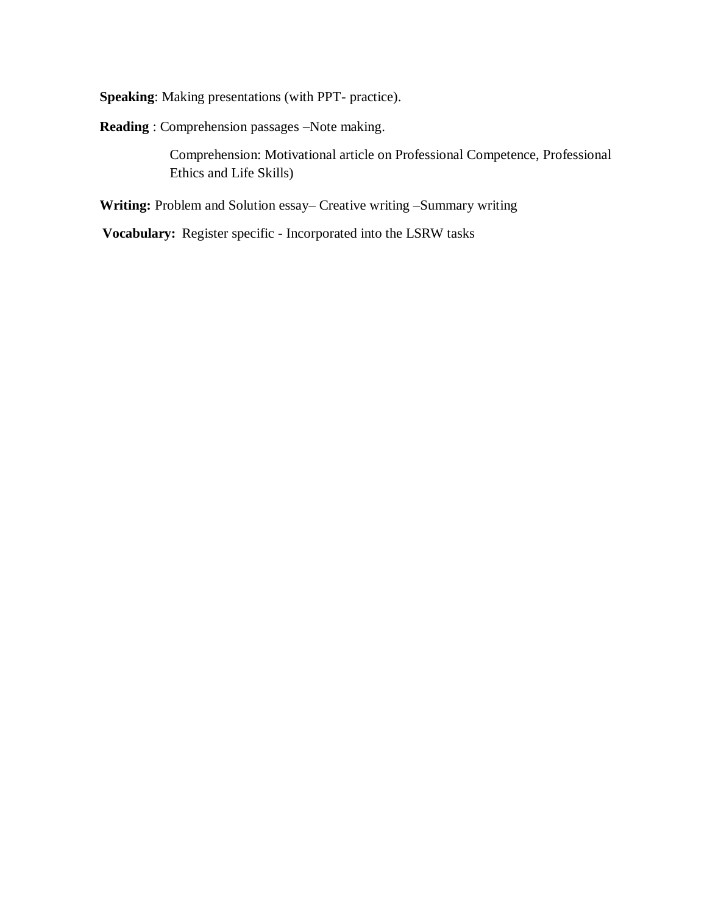**Speaking**: Making presentations (with PPT- practice).

**Reading** : Comprehension passages –Note making.

Comprehension: Motivational article on Professional Competence, Professional Ethics and Life Skills)

**Writing:** Problem and Solution essay– Creative writing –Summary writing

**Vocabulary:** Register specific - Incorporated into the LSRW tasks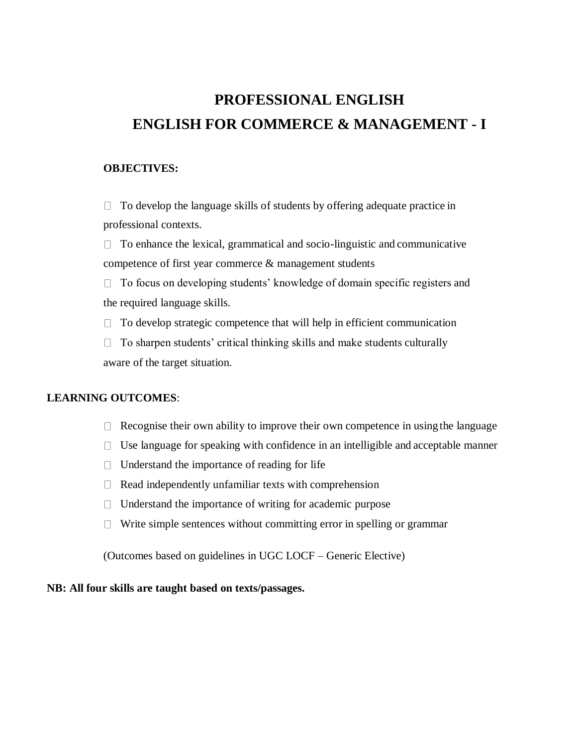# PROFESSIONAL ENGLISH

# ENGLISH FOR COMMERCE & MANAGEMENT - I

**OBJECTIVES:**

- To develop the language skills of students by offering adequate practice in professional contexts.
- To enhance the lexical, grammatical and socio-linguistic and communicative competence of first year commerce & management students
- To focus on developing students' knowledge of domain specific registers and the required language skills.
- To develop strategic competence that will help in efficient communication
- To sharpen students' critical thinking skills and make students culturally aware of the target situation.

**LEARNING OUTCOMES**:

- Recognise their own ability to improve their own competence in using the language
- Use language for speaking with confidence in an intelligible and acceptable manner
- Understand the importance of reading for life
- Read independently unfamiliar texts with comprehension
- Understand the importance of writing for academic purpose
- Write simple sentences without committing error in spelling or grammar

(Outcomes based on guidelines in UGC LOCF – Generic Elective)

**NB: All four skills are taught based on texts/passages.**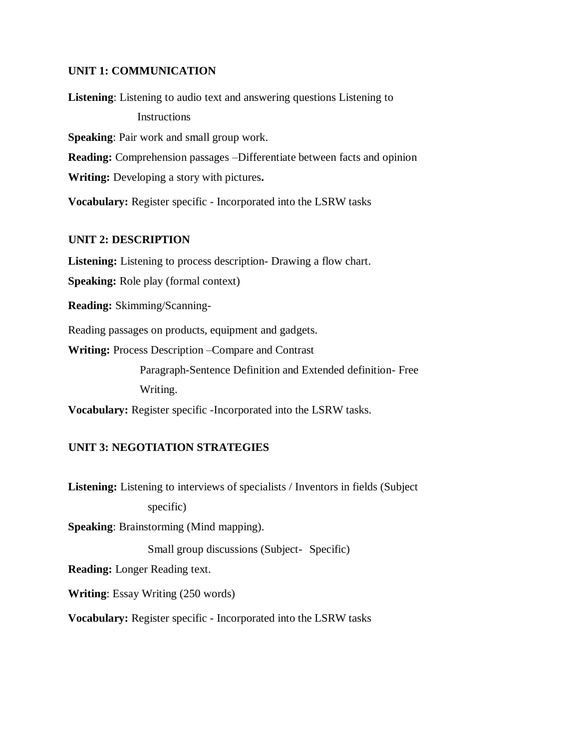### UNIT 1: COMMUNICATION

**Listening**: Listening to audio text and answering questions Listening to Instructions

**Speaking**: Pair work and small group work.

**Reading:** Comprehension passages –Differentiate between facts and opinion

**Writing:** Developing a story with pictures**.**

**Vocabulary:** Register specific - Incorporated into the LSRW tasks

### UNIT 2: DESCRIPTION

**Listening:** Listening to process description- Drawing a flow chart.

**Speaking:** Role play (formal context)

**Reading:** Skimming/Scanning-

Reading passages on products, equipment and gadgets.

**Writing:** Process Description –Compare and Contrast Paragraph-Sentence Definition and Extended definition- Free Writing.

**Vocabulary:** Register specific -Incorporated into the LSRW tasks.

### UNIT 3: NEGOTIATION STRATEGIES

**Listening:** Listening to interviews of specialists / Inventors in fields (Subject specific)

**Speaking**: Brainstorming (Mind mapping).

Small group discussions (Subject- Specific)

**Reading:** Longer Reading text.

**Writing**: Essay Writing (250 words)

**Vocabulary:** Register specific - Incorporated into the LSRW tasks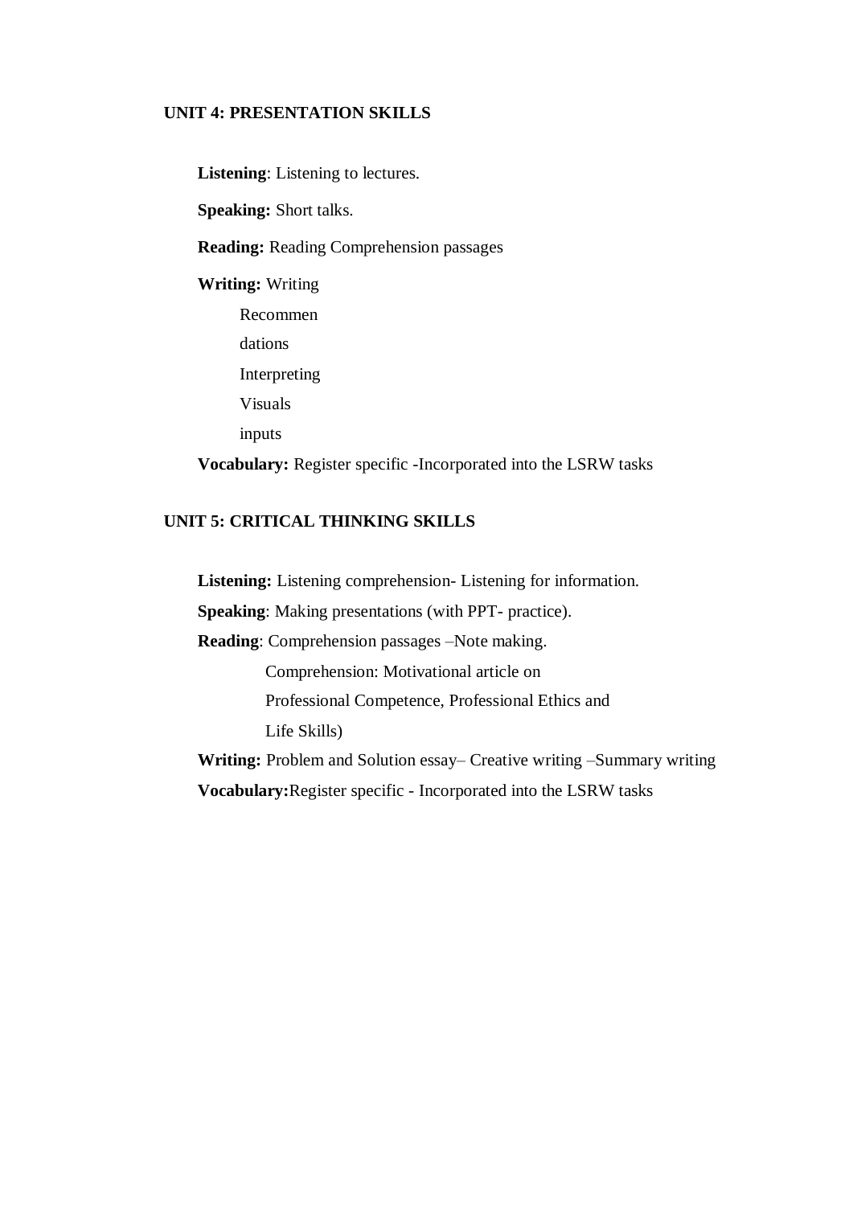**UNIT 4: PRESENTATION SKILLS**

**Listening**: Listening to lectures.

**Speaking:** Short talks.

**Reading:** Reading Comprehension passages

**Writing:** Writing

Recommen

dations

Interpreting

Visuals

inputs

**Vocabulary:** Register specific -Incorporated into the LSRW tasks

**UNIT 5: CRITICAL THINKING SKILLS**

**Listening:** Listening comprehension- Listening for information.

**Speaking**: Making presentations (with PPT- practice).

**Reading**: Comprehension passages –Note making.

Comprehension: Motivational article on

Professional Competence, Professional Ethics and

Life Skills)

**Writing:** Problem and Solution essay– Creative writing –Summary writing

**Vocabulary:**Register specific - Incorporated into the LSRW tasks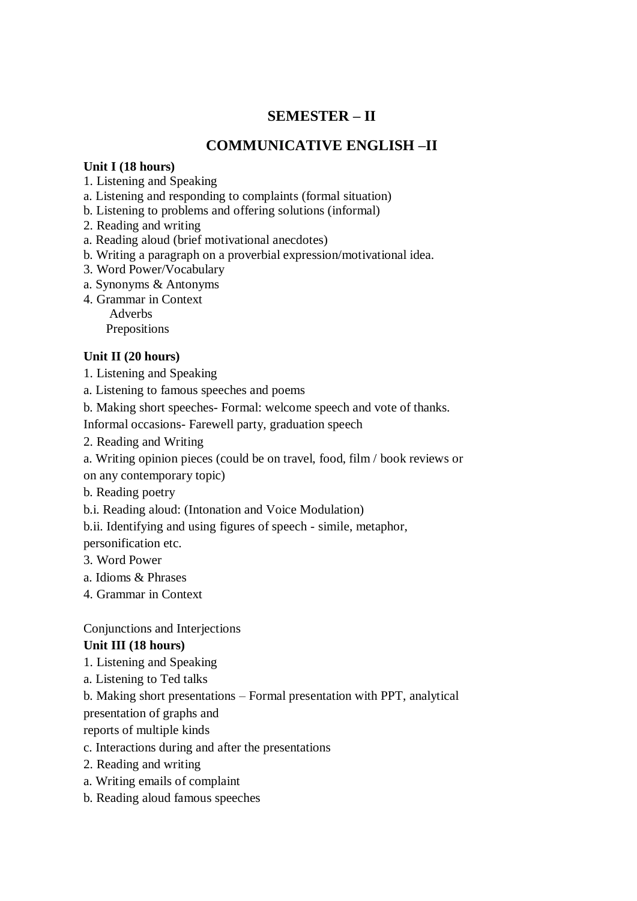## SEMESTER – II

## COMMUNICATIVE ENGLISH –II

**Unit I (18 hours)**

1. Listening and Speaking
a. Listening and responding to complaints (formal situation)
b. Listening to problems and offering solutions (informal)
2. Reading and writing
a. Reading aloud (brief motivational anecdotes)
b. Writing a paragraph on a proverbial expression/motivational idea.
3. Word Power/Vocabulary
a. Synonyms & Antonyms
4. Grammar in Context
   Adverbs
   Prepositions

**Unit II (20 hours)**

1. Listening and Speaking
a. Listening to famous speeches and poems
b. Making short speeches- Formal: welcome speech and vote of thanks.
Informal occasions- Farewell party, graduation speech
2. Reading and Writing
a. Writing opinion pieces (could be on travel, food, film / book reviews or on any contemporary topic)
b. Reading poetry
b.i. Reading aloud: (Intonation and Voice Modulation)
b.ii. Identifying and using figures of speech - simile, metaphor, personification etc.
3. Word Power
a. Idioms & Phrases
4. Grammar in Context

Conjunctions and Interjections

**Unit III (18 hours)**

1. Listening and Speaking
a. Listening to Ted talks
b. Making short presentations – Formal presentation with PPT, analytical presentation of graphs and
reports of multiple kinds
c. Interactions during and after the presentations
2. Reading and writing
a. Writing emails of complaint
b. Reading aloud famous speeches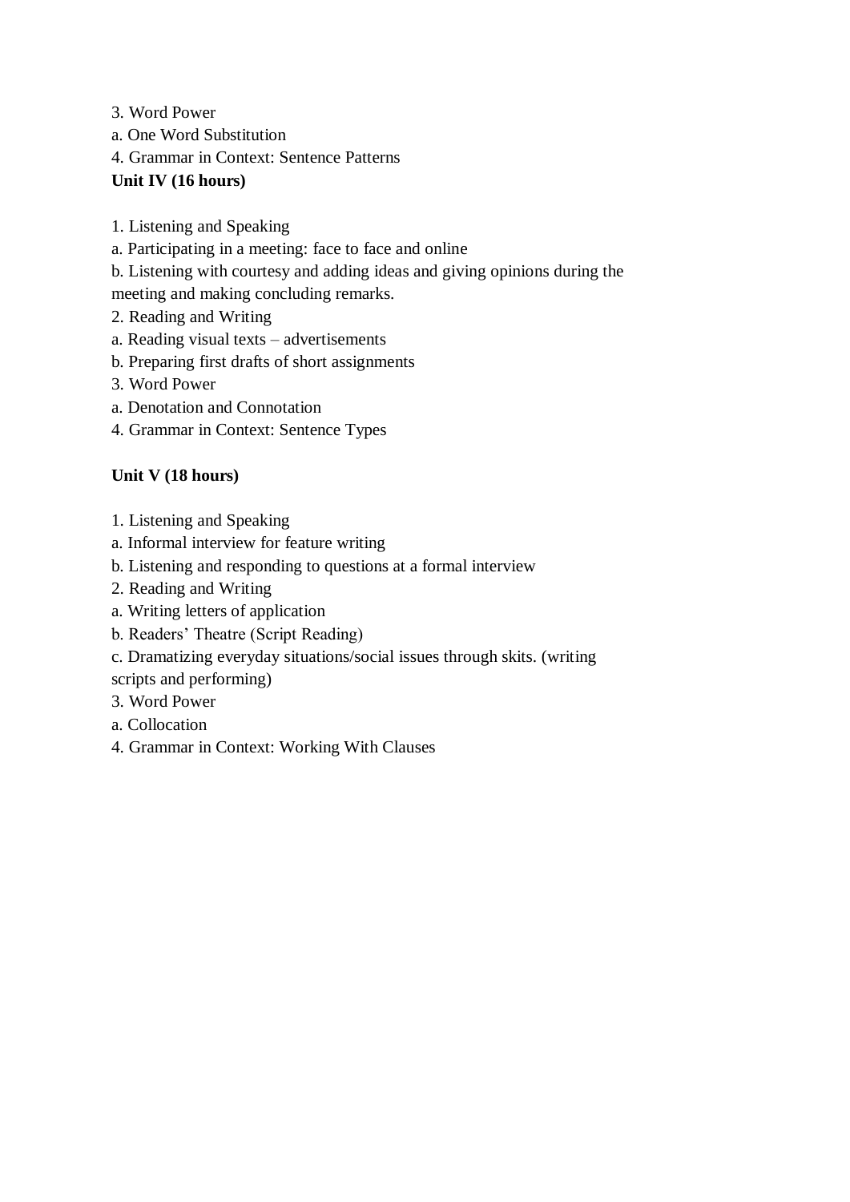3. Word Power

a. One Word Substitution

4. Grammar in Context: Sentence Patterns

**Unit IV (16 hours)**

1. Listening and Speaking

a. Participating in a meeting: face to face and online

b. Listening with courtesy and adding ideas and giving opinions during the meeting and making concluding remarks.

2. Reading and Writing

a. Reading visual texts – advertisements

b. Preparing first drafts of short assignments

3. Word Power

a. Denotation and Connotation

4. Grammar in Context: Sentence Types

**Unit V (18 hours)**

1. Listening and Speaking

a. Informal interview for feature writing

b. Listening and responding to questions at a formal interview

2. Reading and Writing

a. Writing letters of application

b. Readers' Theatre (Script Reading)

c. Dramatizing everyday situations/social issues through skits. (writing scripts and performing)

3. Word Power

a. Collocation

4. Grammar in Context: Working With Clauses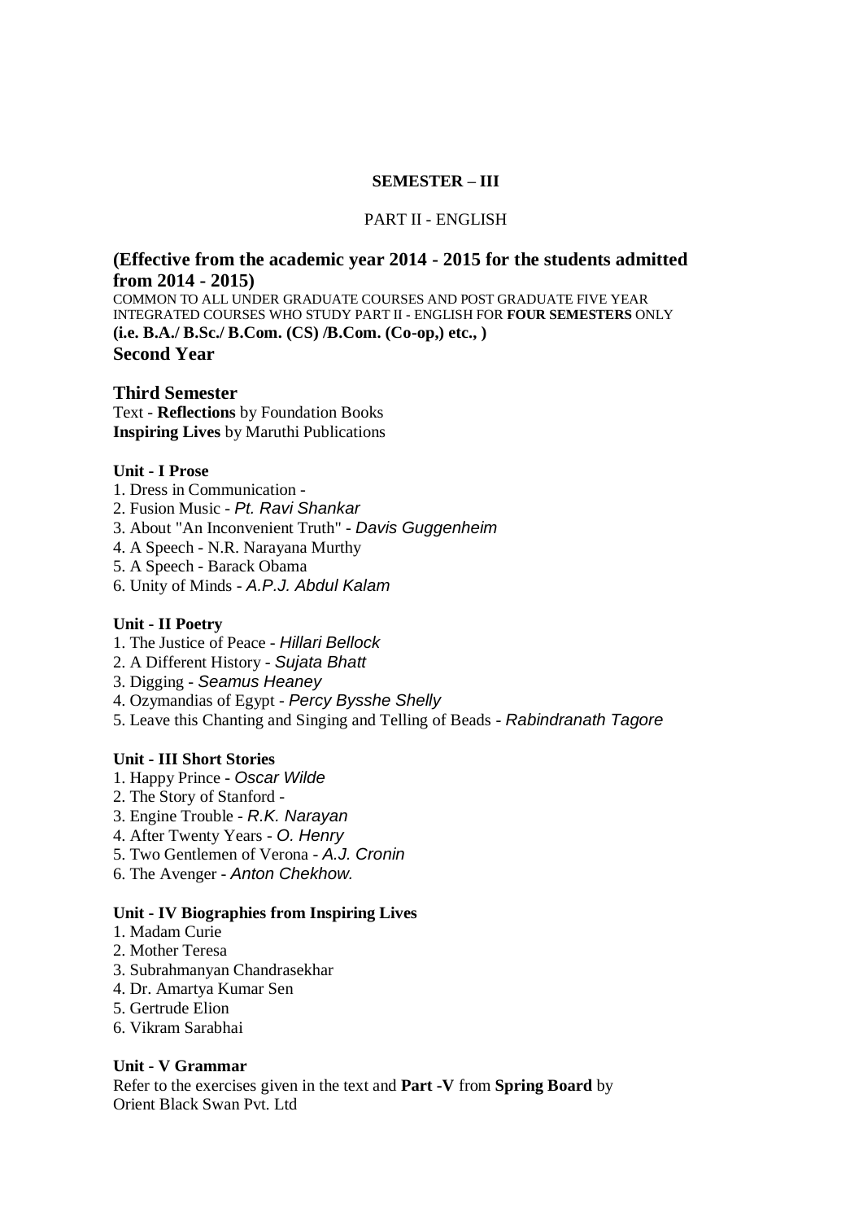**SEMESTER – III**

PART II - ENGLISH

## (Effective from the academic year 2014 - 2015 for the students admitted from 2014 - 2015)

COMMON TO ALL UNDER GRADUATE COURSES AND POST GRADUATE FIVE YEAR INTEGRATED COURSES WHO STUDY PART II - ENGLISH FOR **FOUR SEMESTERS** ONLY

**(i.e. B.A./ B.Sc./ B.Com. (CS) /B.Com. (Co-op,) etc., )**

## Second Year

## Third Semester

Text - **Reflections** by Foundation Books
**Inspiring Lives** by Maruthi Publications

**Unit - I Prose**

1. Dress in Communication -
2. Fusion Music - *Pt. Ravi Shankar*
3. About "An Inconvenient Truth" - *Davis Guggenheim*
4. A Speech - N.R. Narayana Murthy
5. A Speech - Barack Obama
6. Unity of Minds - *A.P.J. Abdul Kalam*

**Unit - II Poetry**

1. The Justice of Peace - *Hillari Bellock*
2. A Different History - *Sujata Bhatt*
3. Digging - *Seamus Heaney*
4. Ozymandias of Egypt - *Percy Bysshe Shelly*
5. Leave this Chanting and Singing and Telling of Beads - *Rabindranath Tagore*

**Unit - III Short Stories**

1. Happy Prince - *Oscar Wilde*
2. The Story of Stanford -
3. Engine Trouble - *R.K. Narayan*
4. After Twenty Years - *O. Henry*
5. Two Gentlemen of Verona - *A.J. Cronin*
6. The Avenger - *Anton Chekhow.*

**Unit - IV Biographies from Inspiring Lives**

1. Madam Curie
2. Mother Teresa
3. Subrahmanyan Chandrasekhar
4. Dr. Amartya Kumar Sen
5. Gertrude Elion
6. Vikram Sarabhai

**Unit - V Grammar**

Refer to the exercises given in the text and **Part -V** from **Spring Board** by Orient Black Swan Pvt. Ltd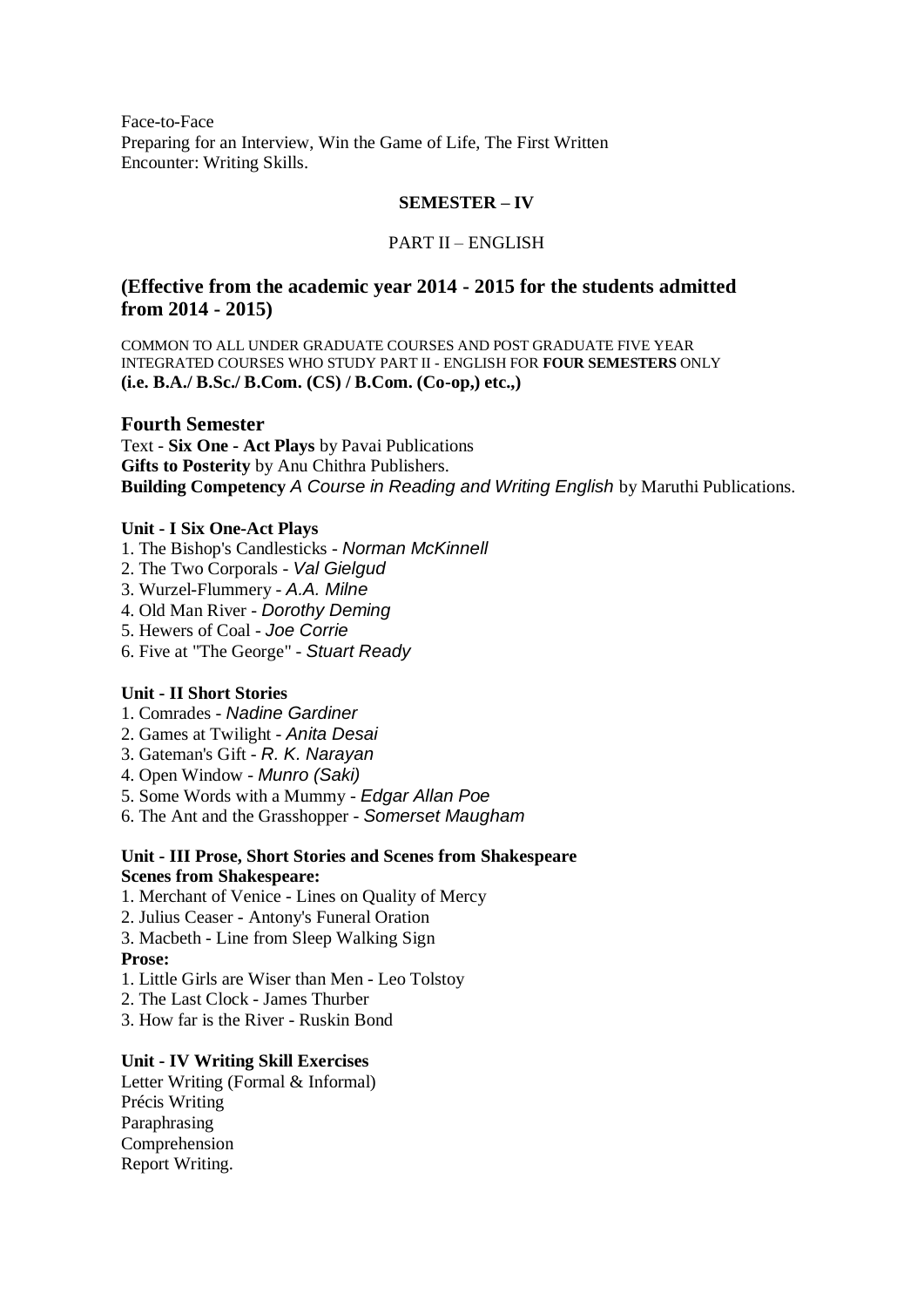Face-to-Face
Preparing for an Interview, Win the Game of Life, The First Written Encounter: Writing Skills.

**SEMESTER – IV**

PART II – ENGLISH

## (Effective from the academic year 2014 - 2015 for the students admitted from 2014 - 2015)

COMMON TO ALL UNDER GRADUATE COURSES AND POST GRADUATE FIVE YEAR INTEGRATED COURSES WHO STUDY PART II - ENGLISH FOR **FOUR SEMESTERS** ONLY
**(i.e. B.A./ B.Sc./ B.Com. (CS) / B.Com. (Co-op,) etc.,)**

### Fourth Semester

Text - **Six One - Act Plays** by Pavai Publications
**Gifts to Posterity** by Anu Chithra Publishers.
**Building Competency** *A Course in Reading and Writing English* by Maruthi Publications.

**Unit - I Six One-Act Plays**

1. The Bishop's Candlesticks - *Norman McKinnell*
2. The Two Corporals - *Val Gielgud*
3. Wurzel-Flummery - *A.A. Milne*
4. Old Man River - *Dorothy Deming*
5. Hewers of Coal - *Joe Corrie*
6. Five at "The George" - *Stuart Ready*

**Unit - II Short Stories**

1. Comrades - *Nadine Gardiner*
2. Games at Twilight - *Anita Desai*
3. Gateman's Gift - *R. K. Narayan*
4. Open Window - *Munro (Saki)*
5. Some Words with a Mummy - *Edgar Allan Poe*
6. The Ant and the Grasshopper - *Somerset Maugham*

**Unit - III Prose, Short Stories and Scenes from Shakespeare**
**Scenes from Shakespeare:**

1. Merchant of Venice - Lines on Quality of Mercy
2. Julius Ceaser - Antony's Funeral Oration
3. Macbeth - Line from Sleep Walking Sign

**Prose:**

1. Little Girls are Wiser than Men - Leo Tolstoy
2. The Last Clock - James Thurber
3. How far is the River - Ruskin Bond

**Unit - IV Writing Skill Exercises**

Letter Writing (Formal & Informal)
Précis Writing
Paraphrasing
Comprehension
Report Writing.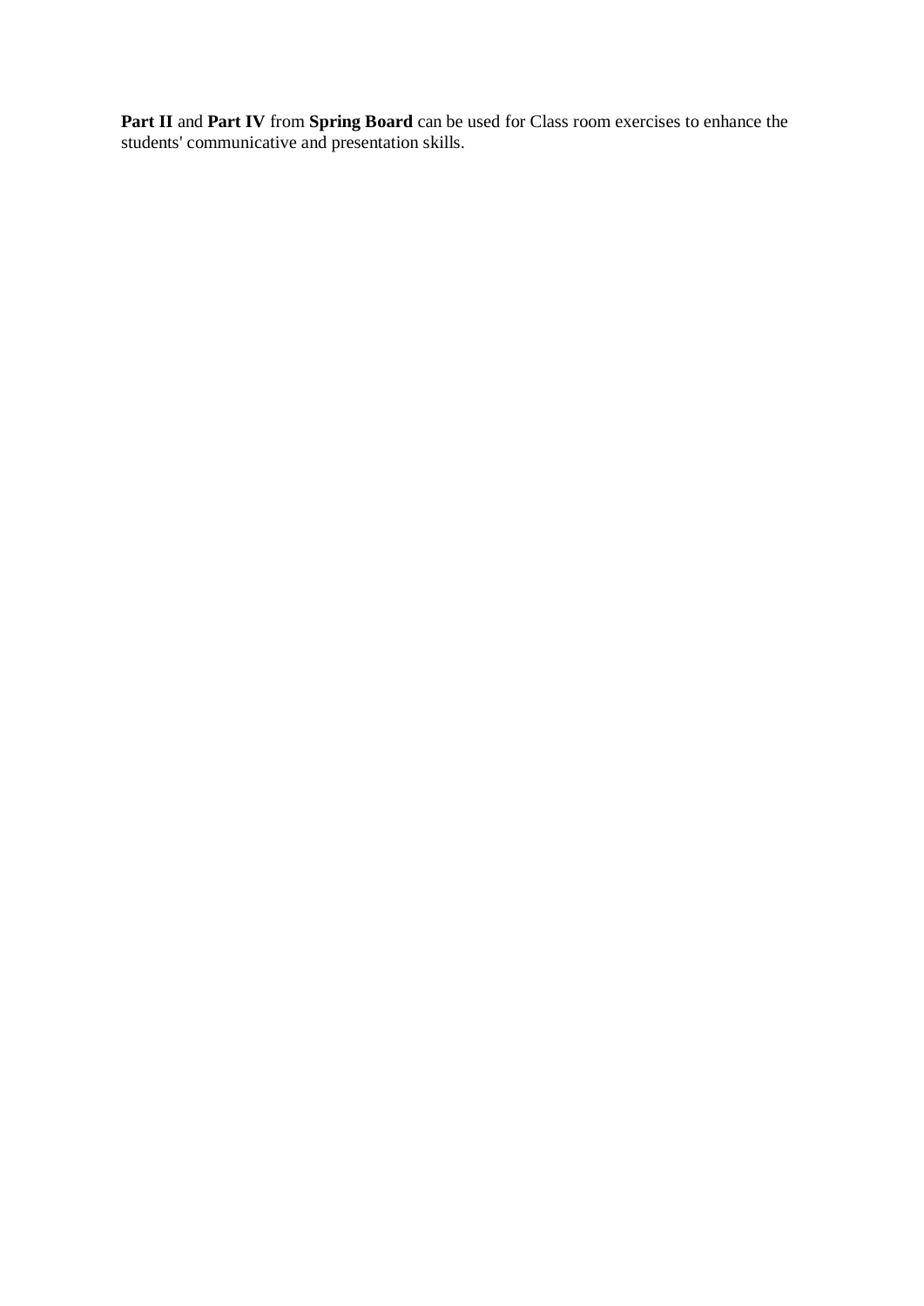**Part II** and **Part IV** from **Spring Board** can be used for Class room exercises to enhance the students' communicative and presentation skills.